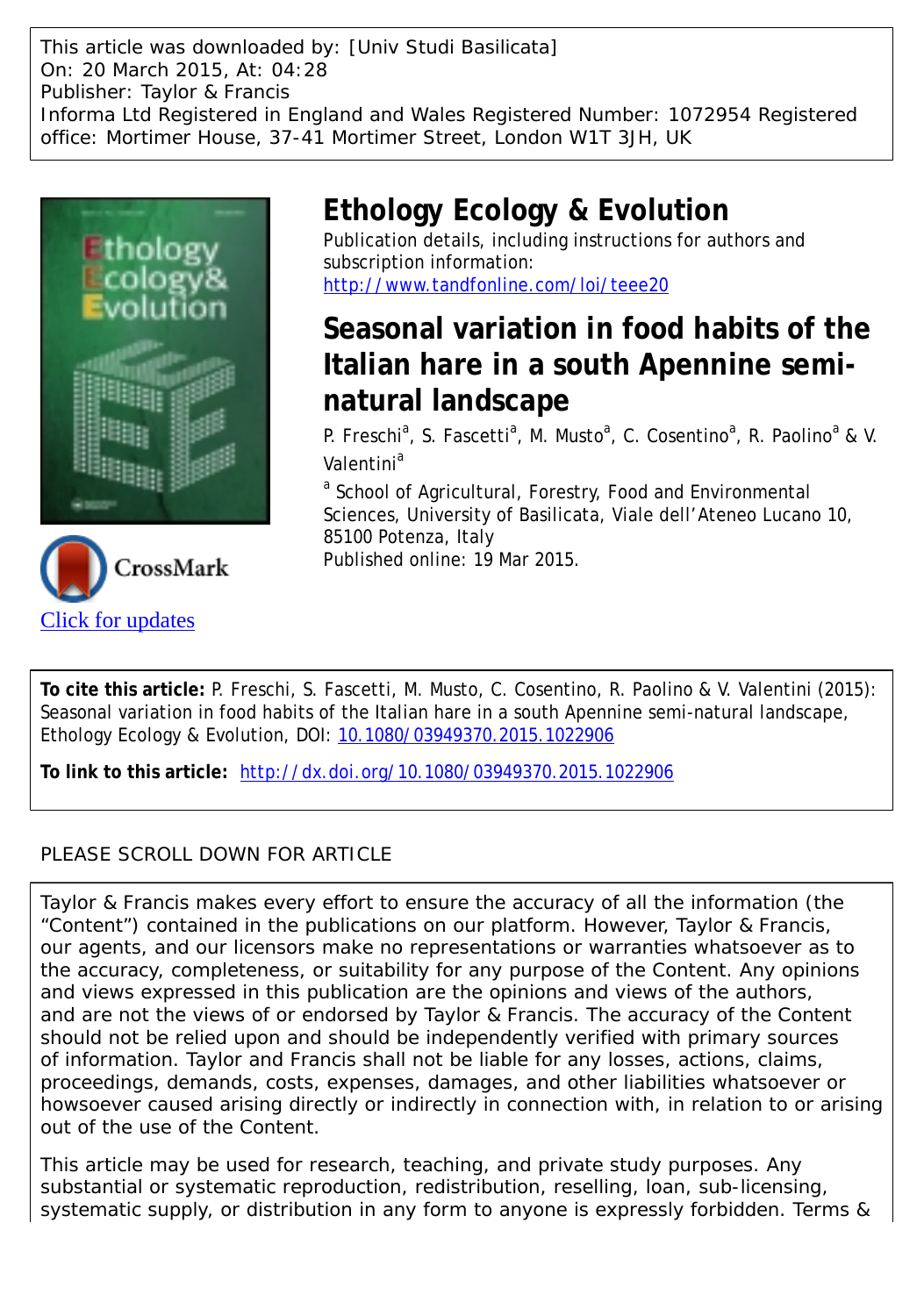This article was downloaded by: [Univ Studi Basilicata]
On: 20 March 2015, At: 04:28
Publisher: Taylor & Francis
Informa Ltd Registered in England and Wales Registered Number: 1072954 Registered office: Mortimer House, 37-41 Mortimer Street, London W1T 3JH, UK

# Ethology Ecology & Evolution

Publication details, including instructions for authors and subscription information:
http://www.tandfonline.com/loi/teee20

## Seasonal variation in food habits of the Italian hare in a south Apennine semi-natural landscape

P. Freschi[a], S. Fascetti[a], M. Musto[a], C. Cosentino[a], R. Paolino[a] & V. Valentini[a]

[a] School of Agricultural, Forestry, Food and Environmental Sciences, University of Basilicata, Viale dell'Ateneo Lucano 10, 85100 Potenza, Italy

Published online: 19 Mar 2015.

Click for updates

**To cite this article:** P. Freschi, S. Fascetti, M. Musto, C. Cosentino, R. Paolino & V. Valentini (2015): Seasonal variation in food habits of the Italian hare in a south Apennine semi-natural landscape, Ethology Ecology & Evolution, DOI: 10.1080/03949370.2015.1022906

**To link to this article:** http://dx.doi.org/10.1080/03949370.2015.1022906

PLEASE SCROLL DOWN FOR ARTICLE

Taylor & Francis makes every effort to ensure the accuracy of all the information (the "Content") contained in the publications on our platform. However, Taylor & Francis, our agents, and our licensors make no representations or warranties whatsoever as to the accuracy, completeness, or suitability for any purpose of the Content. Any opinions and views expressed in this publication are the opinions and views of the authors, and are not the views of or endorsed by Taylor & Francis. The accuracy of the Content should not be relied upon and should be independently verified with primary sources of information. Taylor and Francis shall not be liable for any losses, actions, claims, proceedings, demands, costs, expenses, damages, and other liabilities whatsoever or howsoever caused arising directly or indirectly in connection with, in relation to or arising out of the use of the Content.

This article may be used for research, teaching, and private study purposes. Any substantial or systematic reproduction, redistribution, reselling, loan, sub-licensing, systematic supply, or distribution in any form to anyone is expressly forbidden. Terms &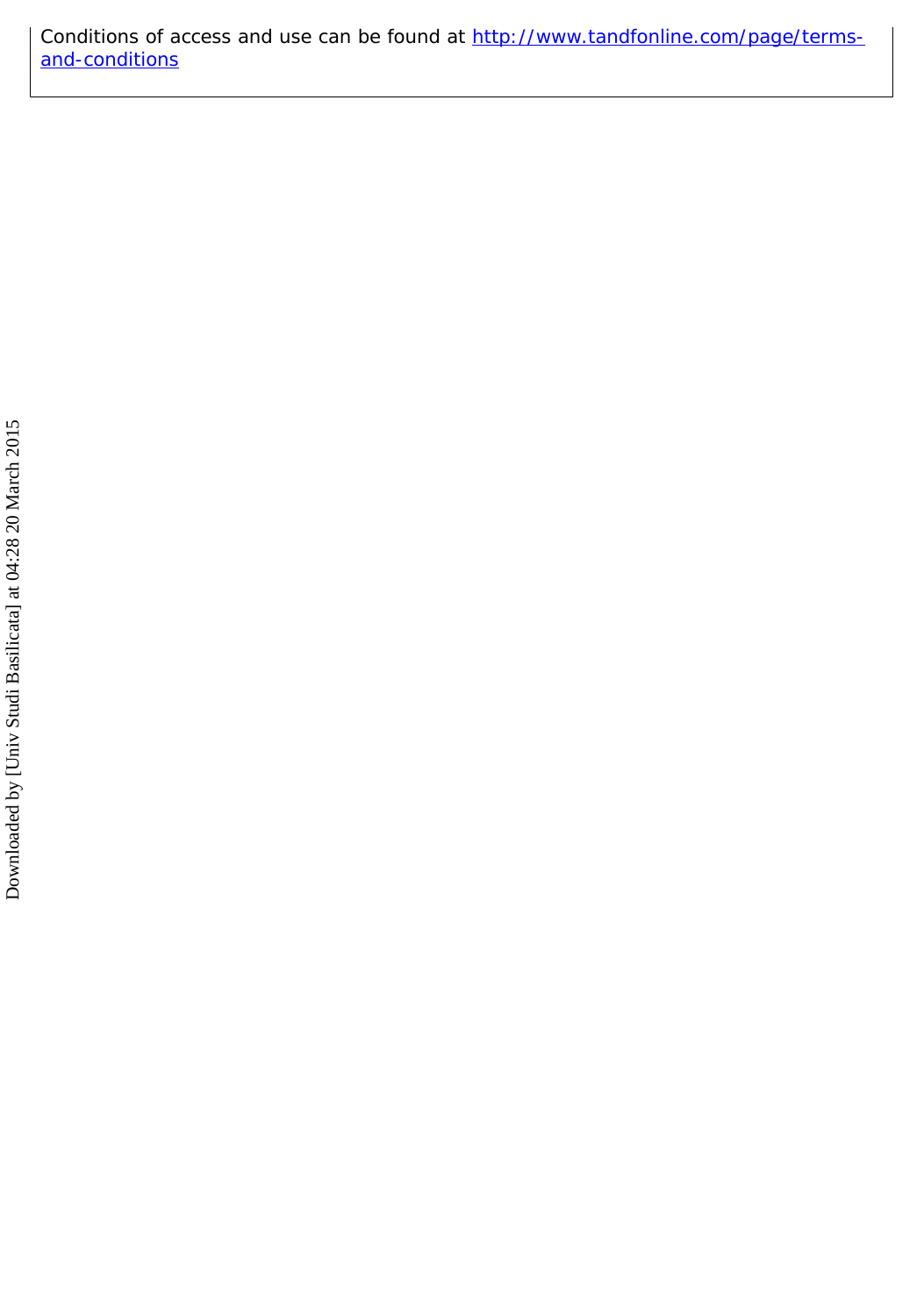Conditions of access and use can be found at [http://www.tandfonline.com/page/terms-and-conditions](http://www.tandfonline.com/page/terms-and-conditions)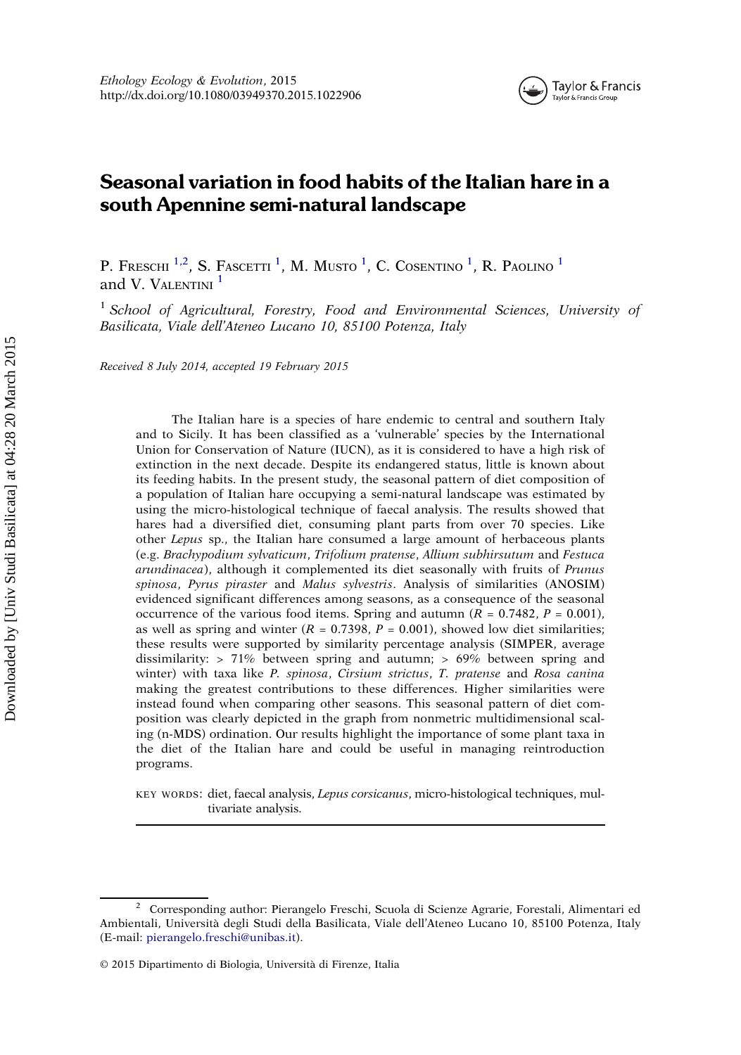# Seasonal variation in food habits of the Italian hare in a south Apennine semi-natural landscape

P. Freschi [1,2], S. Fascetti [1], M. Musto [1], C. Cosentino [1], R. Paolino [1] and V. Valentini [1]

[1] *School of Agricultural, Forestry, Food and Environmental Sciences, University of Basilicata, Viale dell'Ateneo Lucano 10, 85100 Potenza, Italy*

*Received 8 July 2014, accepted 19 February 2015*

The Italian hare is a species of hare endemic to central and southern Italy and to Sicily. It has been classified as a 'vulnerable' species by the International Union for Conservation of Nature (IUCN), as it is considered to have a high risk of extinction in the next decade. Despite its endangered status, little is known about its feeding habits. In the present study, the seasonal pattern of diet composition of a population of Italian hare occupying a semi-natural landscape was estimated by using the micro-histological technique of faecal analysis. The results showed that hares had a diversified diet, consuming plant parts from over 70 species. Like other *Lepus* sp., the Italian hare consumed a large amount of herbaceous plants (e.g. *Brachypodium sylvaticum*, *Trifolium pratense*, *Allium subhirsutum* and *Festuca arundinacea*), although it complemented its diet seasonally with fruits of *Prunus spinosa*, *Pyrus piraster* and *Malus sylvestris*. Analysis of similarities (ANOSIM) evidenced significant differences among seasons, as a consequence of the seasonal occurrence of the various food items. Spring and autumn ($R$ = 0.7482, $P$ = 0.001), as well as spring and winter ($R$ = 0.7398, $P$ = 0.001), showed low diet similarities; these results were supported by similarity percentage analysis (SIMPER, average dissimilarity: > 71% between spring and autumn; > 69% between spring and winter) with taxa like *P. spinosa*, *Cirsium strictus*, *T. pratense* and *Rosa canina* making the greatest contributions to these differences. Higher similarities were instead found when comparing other seasons. This seasonal pattern of diet composition was clearly depicted in the graph from nonmetric multidimensional scaling (n-MDS) ordination. Our results highlight the importance of some plant taxa in the diet of the Italian hare and could be useful in managing reintroduction programs.

KEY WORDS: diet, faecal analysis, *Lepus corsicanus*, micro-histological techniques, multivariate analysis.

---

[2] Corresponding author: Pierangelo Freschi, Scuola di Scienze Agrarie, Forestali, Alimentari ed Ambientali, Università degli Studi della Basilicata, Viale dell'Ateneo Lucano 10, 85100 Potenza, Italy (E-mail: pierangelo.freschi@unibas.it).

© 2015 Dipartimento di Biologia, Università di Firenze, Italia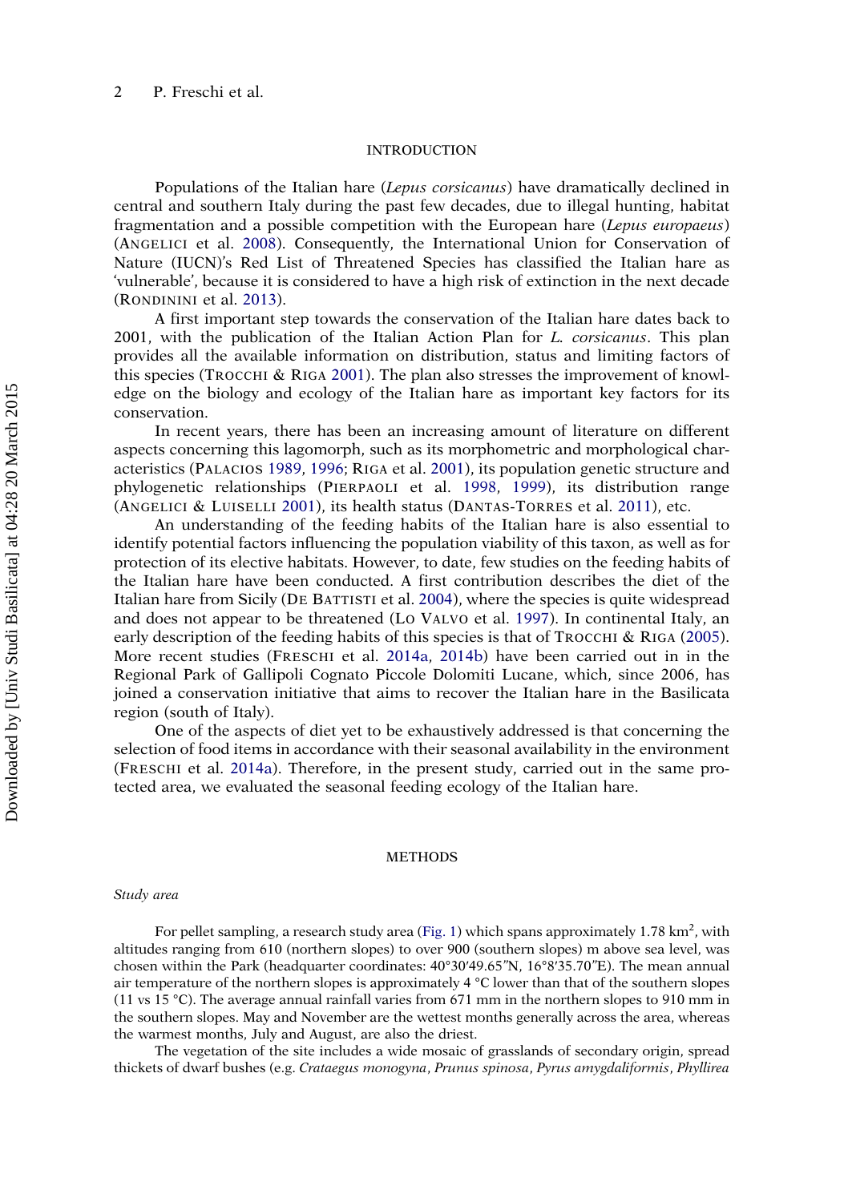## INTRODUCTION

Populations of the Italian hare (*Lepus corsicanus*) have dramatically declined in central and southern Italy during the past few decades, due to illegal hunting, habitat fragmentation and a possible competition with the European hare (*Lepus europaeus*) (Angelici et al. 2008). Consequently, the International Union for Conservation of Nature (IUCN)'s Red List of Threatened Species has classified the Italian hare as 'vulnerable', because it is considered to have a high risk of extinction in the next decade (Rondinini et al. 2013).

A first important step towards the conservation of the Italian hare dates back to 2001, with the publication of the Italian Action Plan for *L. corsicanus*. This plan provides all the available information on distribution, status and limiting factors of this species (Trocchi & Riga 2001). The plan also stresses the improvement of knowledge on the biology and ecology of the Italian hare as important key factors for its conservation.

In recent years, there has been an increasing amount of literature on different aspects concerning this lagomorph, such as its morphometric and morphological characteristics (Palacios 1989, 1996; Riga et al. 2001), its population genetic structure and phylogenetic relationships (Pierpaoli et al. 1998, 1999), its distribution range (Angelici & Luiselli 2001), its health status (Dantas-Torres et al. 2011), etc.

An understanding of the feeding habits of the Italian hare is also essential to identify potential factors influencing the population viability of this taxon, as well as for protection of its elective habitats. However, to date, few studies on the feeding habits of the Italian hare have been conducted. A first contribution describes the diet of the Italian hare from Sicily (De Battisti et al. 2004), where the species is quite widespread and does not appear to be threatened (Lo Valvo et al. 1997). In continental Italy, an early description of the feeding habits of this species is that of Trocchi & Riga (2005). More recent studies (Freschi et al. 2014a, 2014b) have been carried out in in the Regional Park of Gallipoli Cognato Piccole Dolomiti Lucane, which, since 2006, has joined a conservation initiative that aims to recover the Italian hare in the Basilicata region (south of Italy).

One of the aspects of diet yet to be exhaustively addressed is that concerning the selection of food items in accordance with their seasonal availability in the environment (Freschi et al. 2014a). Therefore, in the present study, carried out in the same protected area, we evaluated the seasonal feeding ecology of the Italian hare.

## METHODS

### *Study area*

For pellet sampling, a research study area (Fig. 1) which spans approximately 1.78 km$^2$, with altitudes ranging from 610 (northern slopes) to over 900 (southern slopes) m above sea level, was chosen within the Park (headquarter coordinates: 40°30′49.65″N, 16°8′35.70″E). The mean annual air temperature of the northern slopes is approximately 4 °C lower than that of the southern slopes (11 vs 15 °C). The average annual rainfall varies from 671 mm in the northern slopes to 910 mm in the southern slopes. May and November are the wettest months generally across the area, whereas the warmest months, July and August, are also the driest.

The vegetation of the site includes a wide mosaic of grasslands of secondary origin, spread thickets of dwarf bushes (e.g. *Crataegus monogyna*, *Prunus spinosa*, *Pyrus amygdaliformis*, *Phyllirea*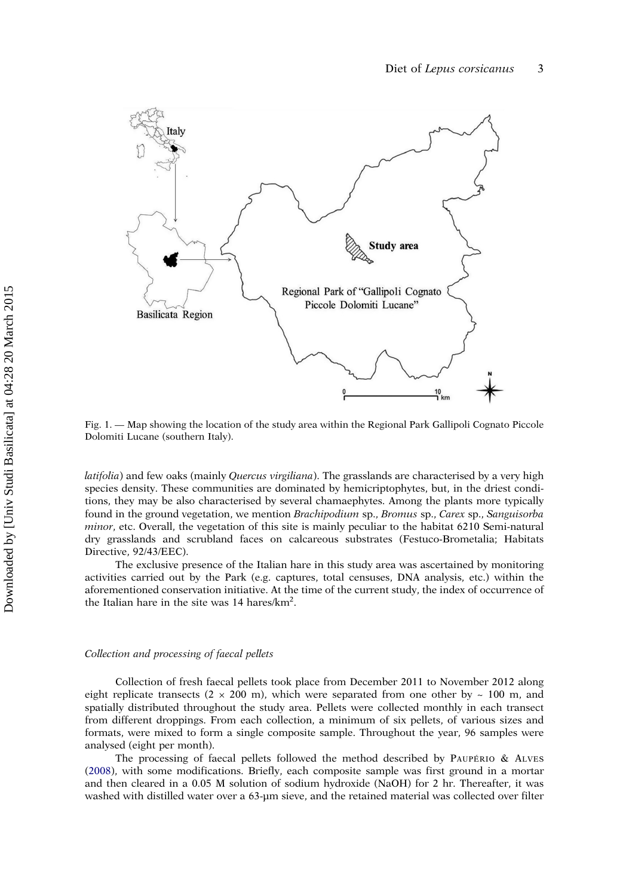Fig. 1. — Map showing the location of the study area within the Regional Park Gallipoli Cognato Piccole Dolomiti Lucane (southern Italy).

*latifolia*) and few oaks (mainly *Quercus virgiliana*). The grasslands are characterised by a very high species density. These communities are dominated by hemicriptophytes, but, in the driest conditions, they may be also characterised by several chamaephytes. Among the plants more typically found in the ground vegetation, we mention *Brachipodium* sp., *Bromus* sp., *Carex* sp., *Sanguisorba minor*, etc. Overall, the vegetation of this site is mainly peculiar to the habitat 6210 Semi-natural dry grasslands and scrubland faces on calcareous substrates (Festuco-Brometalia; Habitats Directive, 92/43/EEC).

The exclusive presence of the Italian hare in this study area was ascertained by monitoring activities carried out by the Park (e.g. captures, total censuses, DNA analysis, etc.) within the aforementioned conservation initiative. At the time of the current study, the index of occurrence of the Italian hare in the site was 14 hares/km$^2$.

### *Collection and processing of faecal pellets*

Collection of fresh faecal pellets took place from December 2011 to November 2012 along eight replicate transects (2 × 200 m), which were separated from one other by ~ 100 m, and spatially distributed throughout the study area. Pellets were collected monthly in each transect from different droppings. From each collection, a minimum of six pellets, of various sizes and formats, were mixed to form a single composite sample. Throughout the year, 96 samples were analysed (eight per month).

The processing of faecal pellets followed the method described by Paupério & Alves (2008), with some modifications. Briefly, each composite sample was first ground in a mortar and then cleared in a 0.05 M solution of sodium hydroxide (NaOH) for 2 hr. Thereafter, it was washed with distilled water over a 63-µm sieve, and the retained material was collected over filter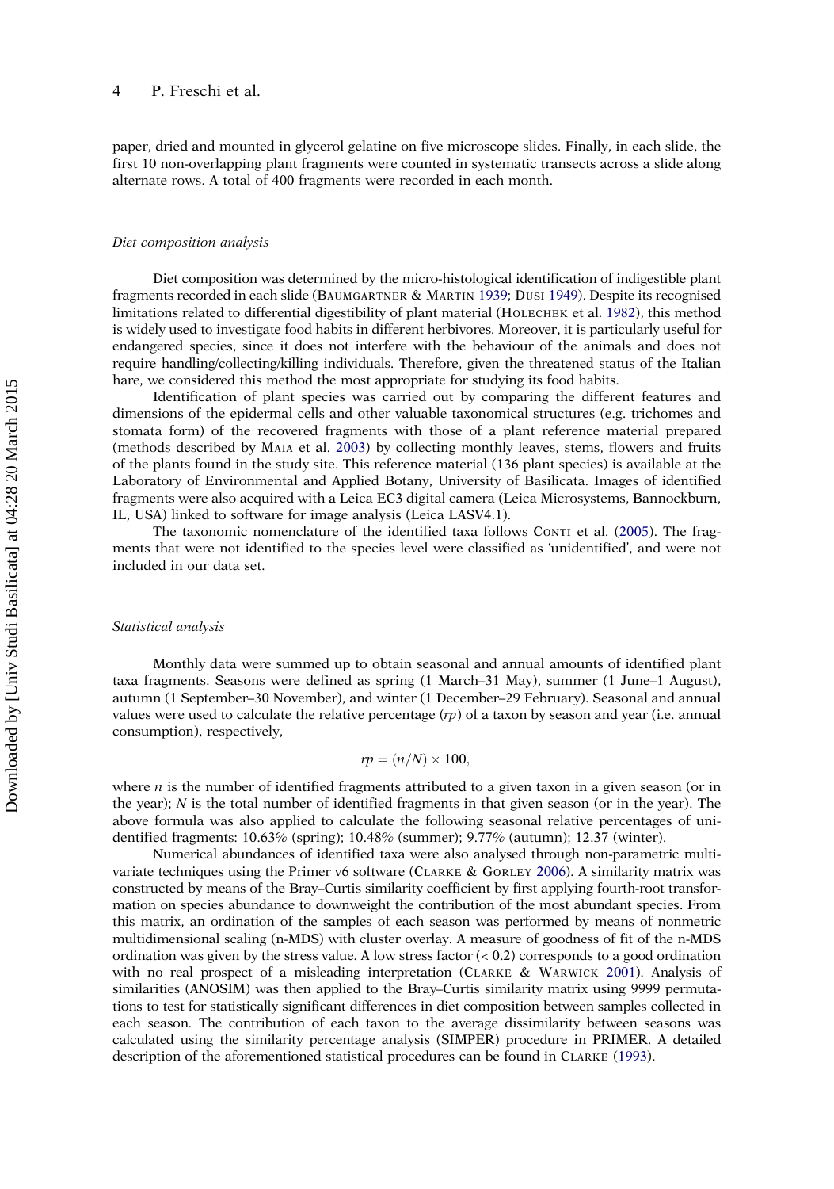paper, dried and mounted in glycerol gelatine on five microscope slides. Finally, in each slide, the first 10 non-overlapping plant fragments were counted in systematic transects across a slide along alternate rows. A total of 400 fragments were recorded in each month.

### *Diet composition analysis*

Diet composition was determined by the micro-histological identification of indigestible plant fragments recorded in each slide (Baumgartner & Martin 1939; Dusi 1949). Despite its recognised limitations related to differential digestibility of plant material (Holechek et al. 1982), this method is widely used to investigate food habits in different herbivores. Moreover, it is particularly useful for endangered species, since it does not interfere with the behaviour of the animals and does not require handling/collecting/killing individuals. Therefore, given the threatened status of the Italian hare, we considered this method the most appropriate for studying its food habits.

Identification of plant species was carried out by comparing the different features and dimensions of the epidermal cells and other valuable taxonomical structures (e.g. trichomes and stomata form) of the recovered fragments with those of a plant reference material prepared (methods described by Maia et al. 2003) by collecting monthly leaves, stems, flowers and fruits of the plants found in the study site. This reference material (136 plant species) is available at the Laboratory of Environmental and Applied Botany, University of Basilicata. Images of identified fragments were also acquired with a Leica EC3 digital camera (Leica Microsystems, Bannockburn, IL, USA) linked to software for image analysis (Leica LASV4.1).

The taxonomic nomenclature of the identified taxa follows Conti et al. (2005). The fragments that were not identified to the species level were classified as 'unidentified', and were not included in our data set.

### *Statistical analysis*

Monthly data were summed up to obtain seasonal and annual amounts of identified plant taxa fragments. Seasons were defined as spring (1 March–31 May), summer (1 June–1 August), autumn (1 September–30 November), and winter (1 December–29 February). Seasonal and annual values were used to calculate the relative percentage ($rp$) of a taxon by season and year (i.e. annual consumption), respectively,

$$rp = (n/N) \times 100,$$

where $n$ is the number of identified fragments attributed to a given taxon in a given season (or in the year); $N$ is the total number of identified fragments in that given season (or in the year). The above formula was also applied to calculate the following seasonal relative percentages of unidentified fragments: 10.63% (spring); 10.48% (summer); 9.77% (autumn); 12.37 (winter).

Numerical abundances of identified taxa were also analysed through non-parametric multivariate techniques using the Primer v6 software (Clarke & Gorley 2006). A similarity matrix was constructed by means of the Bray–Curtis similarity coefficient by first applying fourth-root transformation on species abundance to downweight the contribution of the most abundant species. From this matrix, an ordination of the samples of each season was performed by means of nonmetric multidimensional scaling (n-MDS) with cluster overlay. A measure of goodness of fit of the n-MDS ordination was given by the stress value. A low stress factor (< 0.2) corresponds to a good ordination with no real prospect of a misleading interpretation (Clarke & Warwick 2001). Analysis of similarities (ANOSIM) was then applied to the Bray–Curtis similarity matrix using 9999 permutations to test for statistically significant differences in diet composition between samples collected in each season. The contribution of each taxon to the average dissimilarity between seasons was calculated using the similarity percentage analysis (SIMPER) procedure in PRIMER. A detailed description of the aforementioned statistical procedures can be found in Clarke (1993).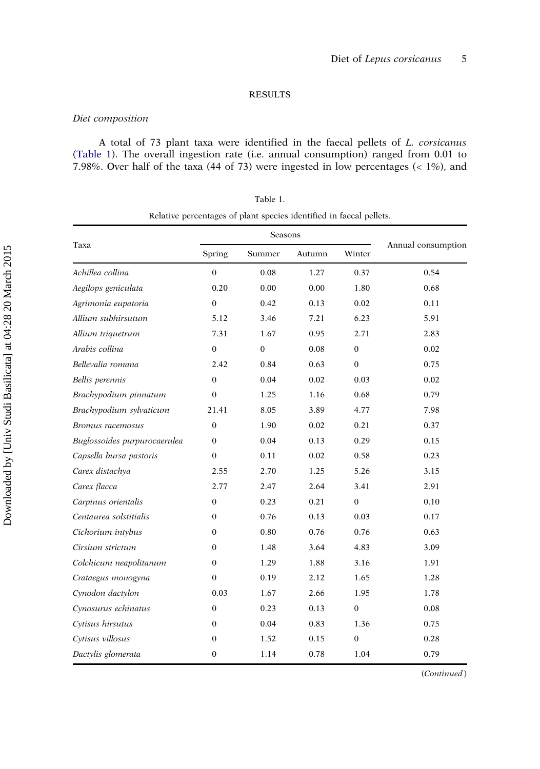## RESULTS

### Diet composition

A total of 73 plant taxa were identified in the faecal pellets of *L. corsicanus* (Table 1). The overall ingestion rate (i.e. annual consumption) ranged from 0.01 to 7.98%. Over half of the taxa (44 of 73) were ingested in low percentages (< 1%), and

Table 1.

Relative percentages of plant species identified in faecal pellets.

| Taxa | Seasons | | | | Annual consumption |
|---|---|---|---|---|---|
| | Spring | Summer | Autumn | Winter | |
| *Achillea collina* | 0 | 0.08 | 1.27 | 0.37 | 0.54 |
| *Aegilops geniculata* | 0.20 | 0.00 | 0.00 | 1.80 | 0.68 |
| *Agrimonia eupatoria* | 0 | 0.42 | 0.13 | 0.02 | 0.11 |
| *Allium subhirsutum* | 5.12 | 3.46 | 7.21 | 6.23 | 5.91 |
| *Allium triquetrum* | 7.31 | 1.67 | 0.95 | 2.71 | 2.83 |
| *Arabis collina* | 0 | 0 | 0.08 | 0 | 0.02 |
| *Bellevalia romana* | 2.42 | 0.84 | 0.63 | 0 | 0.75 |
| *Bellis perennis* | 0 | 0.04 | 0.02 | 0.03 | 0.02 |
| *Brachypodium pinnatum* | 0 | 1.25 | 1.16 | 0.68 | 0.79 |
| *Brachypodium sylvaticum* | 21.41 | 8.05 | 3.89 | 4.77 | 7.98 |
| *Bromus racemosus* | 0 | 1.90 | 0.02 | 0.21 | 0.37 |
| *Buglossoides purpurocaerulea* | 0 | 0.04 | 0.13 | 0.29 | 0.15 |
| *Capsella bursa pastoris* | 0 | 0.11 | 0.02 | 0.58 | 0.23 |
| *Carex distachya* | 2.55 | 2.70 | 1.25 | 5.26 | 3.15 |
| *Carex flacca* | 2.77 | 2.47 | 2.64 | 3.41 | 2.91 |
| *Carpinus orientalis* | 0 | 0.23 | 0.21 | 0 | 0.10 |
| *Centaurea solstitialis* | 0 | 0.76 | 0.13 | 0.03 | 0.17 |
| *Cichorium intybus* | 0 | 0.80 | 0.76 | 0.76 | 0.63 |
| *Cirsium strictum* | 0 | 1.48 | 3.64 | 4.83 | 3.09 |
| *Colchicum neapolitanum* | 0 | 1.29 | 1.88 | 3.16 | 1.91 |
| *Crataegus monogyna* | 0 | 0.19 | 2.12 | 1.65 | 1.28 |
| *Cynodon dactylon* | 0.03 | 1.67 | 2.66 | 1.95 | 1.78 |
| *Cynosurus echinatus* | 0 | 0.23 | 0.13 | 0 | 0.08 |
| *Cytisus hirsutus* | 0 | 0.04 | 0.83 | 1.36 | 0.75 |
| *Cytisus villosus* | 0 | 1.52 | 0.15 | 0 | 0.28 |
| *Dactylis glomerata* | 0 | 1.14 | 0.78 | 1.04 | 0.79 |

(*Continued*)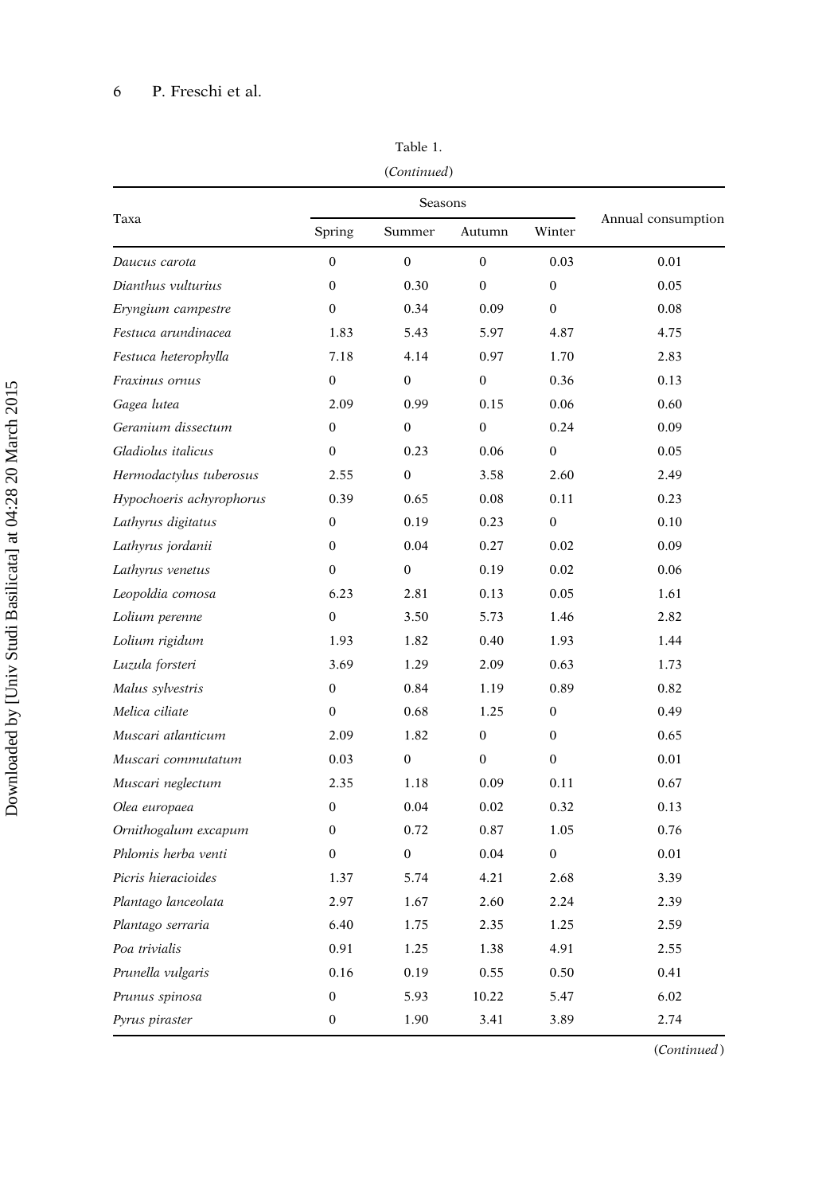Table 1.
(*Continued*)

| Taxa | Seasons | | | | Annual consumption |
|---|---|---|---|---|---|
| | Spring | Summer | Autumn | Winter | |
| *Daucus carota* | 0 | 0 | 0 | 0.03 | 0.01 |
| *Dianthus vulturius* | 0 | 0.30 | 0 | 0 | 0.05 |
| *Eryngium campestre* | 0 | 0.34 | 0.09 | 0 | 0.08 |
| *Festuca arundinacea* | 1.83 | 5.43 | 5.97 | 4.87 | 4.75 |
| *Festuca heterophylla* | 7.18 | 4.14 | 0.97 | 1.70 | 2.83 |
| *Fraxinus ornus* | 0 | 0 | 0 | 0.36 | 0.13 |
| *Gagea lutea* | 2.09 | 0.99 | 0.15 | 0.06 | 0.60 |
| *Geranium dissectum* | 0 | 0 | 0 | 0.24 | 0.09 |
| *Gladiolus italicus* | 0 | 0.23 | 0.06 | 0 | 0.05 |
| *Hermodactylus tuberosus* | 2.55 | 0 | 3.58 | 2.60 | 2.49 |
| *Hypochoeris achyrophorus* | 0.39 | 0.65 | 0.08 | 0.11 | 0.23 |
| *Lathyrus digitatus* | 0 | 0.19 | 0.23 | 0 | 0.10 |
| *Lathyrus jordanii* | 0 | 0.04 | 0.27 | 0.02 | 0.09 |
| *Lathyrus venetus* | 0 | 0 | 0.19 | 0.02 | 0.06 |
| *Leopoldia comosa* | 6.23 | 2.81 | 0.13 | 0.05 | 1.61 |
| *Lolium perenne* | 0 | 3.50 | 5.73 | 1.46 | 2.82 |
| *Lolium rigidum* | 1.93 | 1.82 | 0.40 | 1.93 | 1.44 |
| *Luzula forsteri* | 3.69 | 1.29 | 2.09 | 0.63 | 1.73 |
| *Malus sylvestris* | 0 | 0.84 | 1.19 | 0.89 | 0.82 |
| *Melica ciliate* | 0 | 0.68 | 1.25 | 0 | 0.49 |
| *Muscari atlanticum* | 2.09 | 1.82 | 0 | 0 | 0.65 |
| *Muscari commutatum* | 0.03 | 0 | 0 | 0 | 0.01 |
| *Muscari neglectum* | 2.35 | 1.18 | 0.09 | 0.11 | 0.67 |
| *Olea europaea* | 0 | 0.04 | 0.02 | 0.32 | 0.13 |
| *Ornithogalum excapum* | 0 | 0.72 | 0.87 | 1.05 | 0.76 |
| *Phlomis herba venti* | 0 | 0 | 0.04 | 0 | 0.01 |
| *Picris hieracioides* | 1.37 | 5.74 | 4.21 | 2.68 | 3.39 |
| *Plantago lanceolata* | 2.97 | 1.67 | 2.60 | 2.24 | 2.39 |
| *Plantago serraria* | 6.40 | 1.75 | 2.35 | 1.25 | 2.59 |
| *Poa trivialis* | 0.91 | 1.25 | 1.38 | 4.91 | 2.55 |
| *Prunella vulgaris* | 0.16 | 0.19 | 0.55 | 0.50 | 0.41 |
| *Prunus spinosa* | 0 | 5.93 | 10.22 | 5.47 | 6.02 |
| *Pyrus piraster* | 0 | 1.90 | 3.41 | 3.89 | 2.74 |

(*Continued*)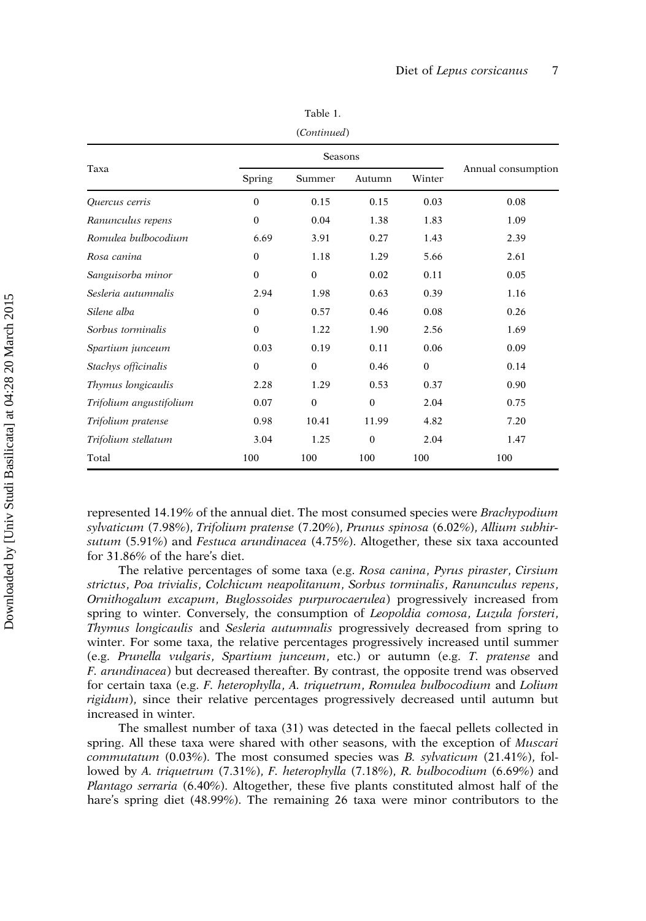Table 1.

(*Continued*)

| Taxa | Seasons | | | | Annual consumption |
|---|---|---|---|---|---|
| | Spring | Summer | Autumn | Winter | |
| *Quercus cerris* | 0 | 0.15 | 0.15 | 0.03 | 0.08 |
| *Ranunculus repens* | 0 | 0.04 | 1.38 | 1.83 | 1.09 |
| *Romulea bulbocodium* | 6.69 | 3.91 | 0.27 | 1.43 | 2.39 |
| *Rosa canina* | 0 | 1.18 | 1.29 | 5.66 | 2.61 |
| *Sanguisorba minor* | 0 | 0 | 0.02 | 0.11 | 0.05 |
| *Sesleria autumnalis* | 2.94 | 1.98 | 0.63 | 0.39 | 1.16 |
| *Silene alba* | 0 | 0.57 | 0.46 | 0.08 | 0.26 |
| *Sorbus torminalis* | 0 | 1.22 | 1.90 | 2.56 | 1.69 |
| *Spartium junceum* | 0.03 | 0.19 | 0.11 | 0.06 | 0.09 |
| *Stachys officinalis* | 0 | 0 | 0.46 | 0 | 0.14 |
| *Thymus longicaulis* | 2.28 | 1.29 | 0.53 | 0.37 | 0.90 |
| *Trifolium angustifolium* | 0.07 | 0 | 0 | 2.04 | 0.75 |
| *Trifolium pratense* | 0.98 | 10.41 | 11.99 | 4.82 | 7.20 |
| *Trifolium stellatum* | 3.04 | 1.25 | 0 | 2.04 | 1.47 |
| Total | 100 | 100 | 100 | 100 | 100 |

represented 14.19% of the annual diet. The most consumed species were *Brachypodium sylvaticum* (7.98%), *Trifolium pratense* (7.20%), *Prunus spinosa* (6.02%), *Allium subhirsutum* (5.91%) and *Festuca arundinacea* (4.75%). Altogether, these six taxa accounted for 31.86% of the hare's diet.

The relative percentages of some taxa (e.g. *Rosa canina*, *Pyrus piraster*, *Cirsium strictus*, *Poa trivialis*, *Colchicum neapolitanum*, *Sorbus torminalis*, *Ranunculus repens*, *Ornithogalum excapum*, *Buglossoides purpurocaerulea*) progressively increased from spring to winter. Conversely, the consumption of *Leopoldia comosa*, *Luzula forsteri*, *Thymus longicaulis* and *Sesleria autumnalis* progressively decreased from spring to winter. For some taxa, the relative percentages progressively increased until summer (e.g. *Prunella vulgaris*, *Spartium junceum*, etc.) or autumn (e.g. *T. pratense* and *F. arundinacea*) but decreased thereafter. By contrast, the opposite trend was observed for certain taxa (e.g. *F. heterophylla*, *A. triquetrum*, *Romulea bulbocodium* and *Lolium rigidum*), since their relative percentages progressively decreased until autumn but increased in winter.

The smallest number of taxa (31) was detected in the faecal pellets collected in spring. All these taxa were shared with other seasons, with the exception of *Muscari commutatum* (0.03%). The most consumed species was *B. sylvaticum* (21.41%), followed by *A. triquetrum* (7.31%), *F. heterophylla* (7.18%), *R. bulbocodium* (6.69%) and *Plantago serraria* (6.40%). Altogether, these five plants constituted almost half of the hare's spring diet (48.99%). The remaining 26 taxa were minor contributors to the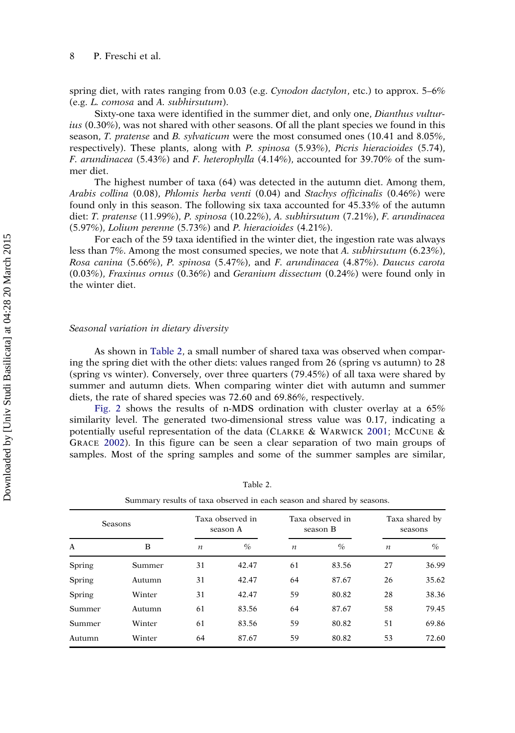spring diet, with rates ranging from 0.03 (e.g. *Cynodon dactylon*, etc.) to approx. 5–6% (e.g. *L. comosa* and *A. subhirsutum*).

Sixty-one taxa were identified in the summer diet, and only one, *Dianthus vulturius* (0.30%), was not shared with other seasons. Of all the plant species we found in this season, *T. pratense* and *B. sylvaticum* were the most consumed ones (10.41 and 8.05%, respectively). These plants, along with *P. spinosa* (5.93%), *Picris hieracioides* (5.74), *F. arundinacea* (5.43%) and *F. heterophylla* (4.14%), accounted for 39.70% of the summer diet.

The highest number of taxa (64) was detected in the autumn diet. Among them, *Arabis collina* (0.08), *Phlomis herba venti* (0.04) and *Stachys officinalis* (0.46%) were found only in this season. The following six taxa accounted for 45.33% of the autumn diet: *T. pratense* (11.99%), *P. spinosa* (10.22%), *A. subhirsutum* (7.21%), *F. arundinacea* (5.97%), *Lolium perenne* (5.73%) and *P. hieracioides* (4.21%).

For each of the 59 taxa identified in the winter diet, the ingestion rate was always less than 7%. Among the most consumed species, we note that *A. subhirsutum* (6.23%), *Rosa canina* (5.66%), *P. spinosa* (5.47%), and *F. arundinacea* (4.87%). *Daucus carota* (0.03%), *Fraxinus ornus* (0.36%) and *Geranium dissectum* (0.24%) were found only in the winter diet.

### *Seasonal variation in dietary diversity*

As shown in Table 2, a small number of shared taxa was observed when comparing the spring diet with the other diets: values ranged from 26 (spring vs autumn) to 28 (spring vs winter). Conversely, over three quarters (79.45%) of all taxa were shared by summer and autumn diets. When comparing winter diet with autumn and summer diets, the rate of shared species was 72.60 and 69.86%, respectively.

Fig. 2 shows the results of n-MDS ordination with cluster overlay at a 65% similarity level. The generated two-dimensional stress value was 0.17, indicating a potentially useful representation of the data (Clarke & Warwick 2001; McCune & Grace 2002). In this figure can be seen a clear separation of two main groups of samples. Most of the spring samples and some of the summer samples are similar,

Table 2.

Summary results of taxa observed in each season and shared by seasons.

| Seasons | | Taxa observed in season A | | Taxa observed in season B | | Taxa shared by seasons | |
|---|---|---|---|---|---|---|---|
| A | B | *n* | % | *n* | % | *n* | % |
| Spring | Summer | 31 | 42.47 | 61 | 83.56 | 27 | 36.99 |
| Spring | Autumn | 31 | 42.47 | 64 | 87.67 | 26 | 35.62 |
| Spring | Winter | 31 | 42.47 | 59 | 80.82 | 28 | 38.36 |
| Summer | Autumn | 61 | 83.56 | 64 | 87.67 | 58 | 79.45 |
| Summer | Winter | 61 | 83.56 | 59 | 80.82 | 51 | 69.86 |
| Autumn | Winter | 64 | 87.67 | 59 | 80.82 | 53 | 72.60 |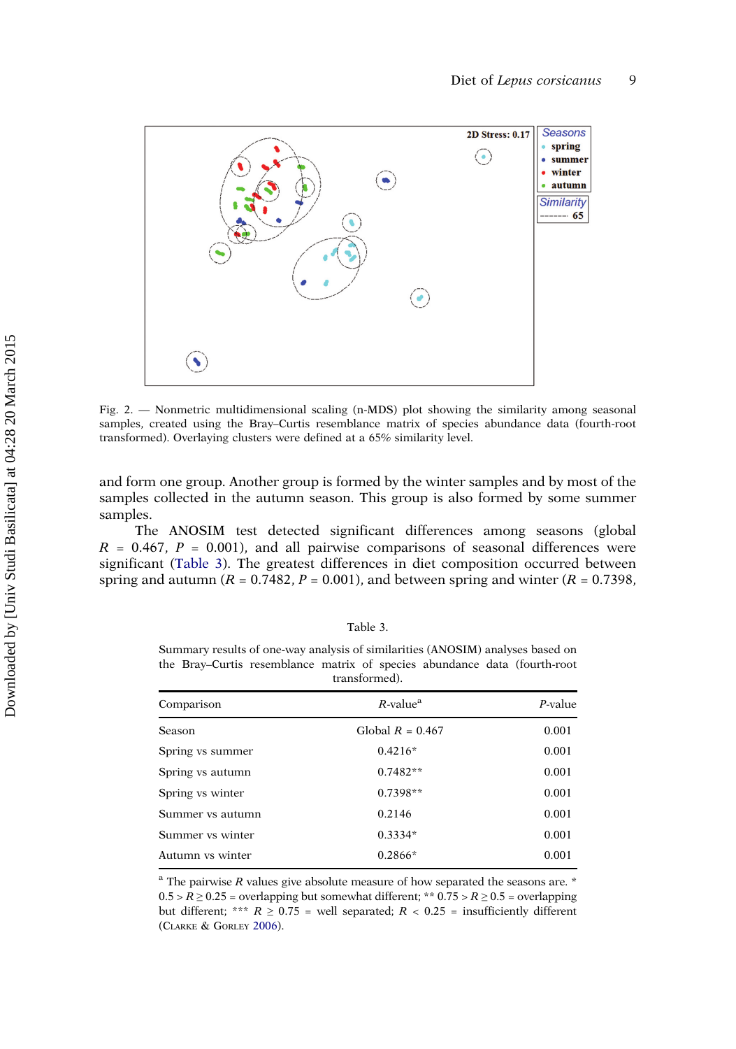Fig. 2. — Nonmetric multidimensional scaling (n-MDS) plot showing the similarity among seasonal samples, created using the Bray–Curtis resemblance matrix of species abundance data (fourth-root transformed). Overlaying clusters were defined at a 65% similarity level.

and form one group. Another group is formed by the winter samples and by most of the samples collected in the autumn season. This group is also formed by some summer samples.

The ANOSIM test detected significant differences among seasons (global $R$ = 0.467, $P$ = 0.001), and all pairwise comparisons of seasonal differences were significant (Table 3). The greatest differences in diet composition occurred between spring and autumn ($R$ = 0.7482, $P$ = 0.001), and between spring and winter ($R$ = 0.7398,

Table 3.

Summary results of one-way analysis of similarities (ANOSIM) analyses based on the Bray–Curtis resemblance matrix of species abundance data (fourth-root transformed).

| Comparison | $R$-value[a] | $P$-value |
|---|---|---|
| Season | Global $R$ = 0.467 | 0.001 |
| Spring vs summer | 0.4216* | 0.001 |
| Spring vs autumn | 0.7482** | 0.001 |
| Spring vs winter | 0.7398** | 0.001 |
| Summer vs autumn | 0.2146 | 0.001 |
| Summer vs winter | 0.3334* | 0.001 |
| Autumn vs winter | 0.2866* | 0.001 |

[a] The pairwise $R$ values give absolute measure of how separated the seasons are. * $0.5 > R \geq 0.25$ = overlapping but somewhat different; ** $0.75 > R \geq 0.5$ = overlapping but different; *** $R \geq 0.75$ = well separated; $R < 0.25$ = insufficiently different (Clarke & Gorley 2006).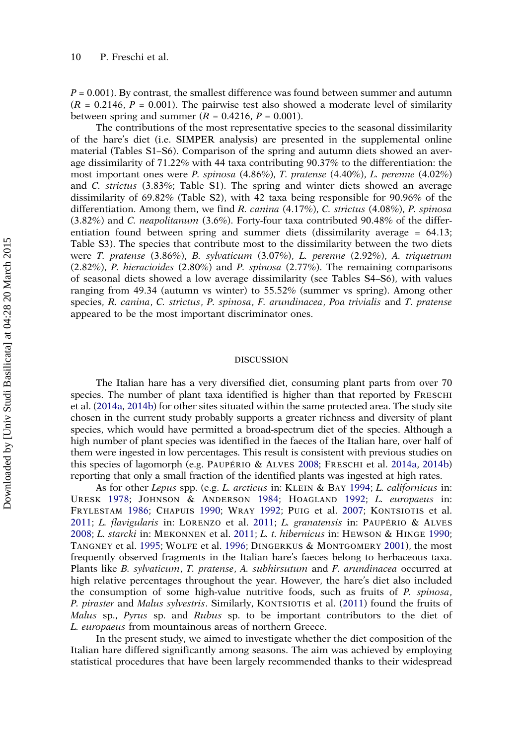$P = 0.001$). By contrast, the smallest difference was found between summer and autumn ($R = 0.2146$, $P = 0.001$). The pairwise test also showed a moderate level of similarity between spring and summer ($R = 0.4216$, $P = 0.001$).

The contributions of the most representative species to the seasonal dissimilarity of the hare's diet (i.e. SIMPER analysis) are presented in the supplemental online material (Tables S1–S6). Comparison of the spring and autumn diets showed an average dissimilarity of 71.22% with 44 taxa contributing 90.37% to the differentiation: the most important ones were *P. spinosa* (4.86%), *T. pratense* (4.40%), *L. perenne* (4.02%) and *C. strictus* (3.83%; Table S1). The spring and winter diets showed an average dissimilarity of 69.82% (Table S2), with 42 taxa being responsible for 90.96% of the differentiation. Among them, we find *R. canina* (4.17%), *C. strictus* (4.08%), *P. spinosa* (3.82%) and *C. neapolitanum* (3.6%). Forty-four taxa contributed 90.48% of the differentiation found between spring and summer diets (dissimilarity average = 64.13; Table S3). The species that contribute most to the dissimilarity between the two diets were *T. pratense* (3.86%), *B. sylvaticum* (3.07%), *L. perenne* (2.92%), *A. triquetrum* (2.82%), *P. hieracioides* (2.80%) and *P. spinosa* (2.77%). The remaining comparisons of seasonal diets showed a low average dissimilarity (see Tables S4–S6), with values ranging from 49.34 (autumn vs winter) to 55.52% (summer vs spring). Among other species, *R. canina*, *C. strictus*, *P. spinosa*, *F. arundinacea*, *Poa trivialis* and *T. pratense* appeared to be the most important discriminator ones.

## DISCUSSION

The Italian hare has a very diversified diet, consuming plant parts from over 70 species. The number of plant taxa identified is higher than that reported by Freschi et al. (2014a, 2014b) for other sites situated within the same protected area. The study site chosen in the current study probably supports a greater richness and diversity of plant species, which would have permitted a broad-spectrum diet of the species. Although a high number of plant species was identified in the faeces of the Italian hare, over half of them were ingested in low percentages. This result is consistent with previous studies on this species of lagomorph (e.g. Paupério & Alves 2008; Freschi et al. 2014a, 2014b) reporting that only a small fraction of the identified plants was ingested at high rates.

As for other *Lepus* spp. (e.g. *L. arcticus* in: Klein & Bay 1994; *L. californicus* in: Uresk 1978; Johnson & Anderson 1984; Hoagland 1992; *L. europaeus* in: Frylestam 1986; Chapuis 1990; Wray 1992; Puig et al. 2007; Kontsiotis et al. 2011; *L. flavigularis* in: Lorenzo et al. 2011; *L. granatensis* in: Paupério & Alves 2008; *L. starcki* in: Mekonnen et al. 2011; *L. t. hibernicus* in: Hewson & Hinge 1990; Tangney et al. 1995; Wolfe et al. 1996; Dingerkus & Montgomery 2001), the most frequently observed fragments in the Italian hare's faeces belong to herbaceous taxa. Plants like *B. sylvaticum*, *T. pratense*, *A. subhirsutum* and *F. arundinacea* occurred at high relative percentages throughout the year. However, the hare's diet also included the consumption of some high-value nutritive foods, such as fruits of *P. spinosa*, *P. piraster* and *Malus sylvestris*. Similarly, Kontsiotis et al. (2011) found the fruits of *Malus* sp., *Pyrus* sp. and *Rubus* sp. to be important contributors to the diet of *L. europaeus* from mountainous areas of northern Greece.

In the present study, we aimed to investigate whether the diet composition of the Italian hare differed significantly among seasons. The aim was achieved by employing statistical procedures that have been largely recommended thanks to their widespread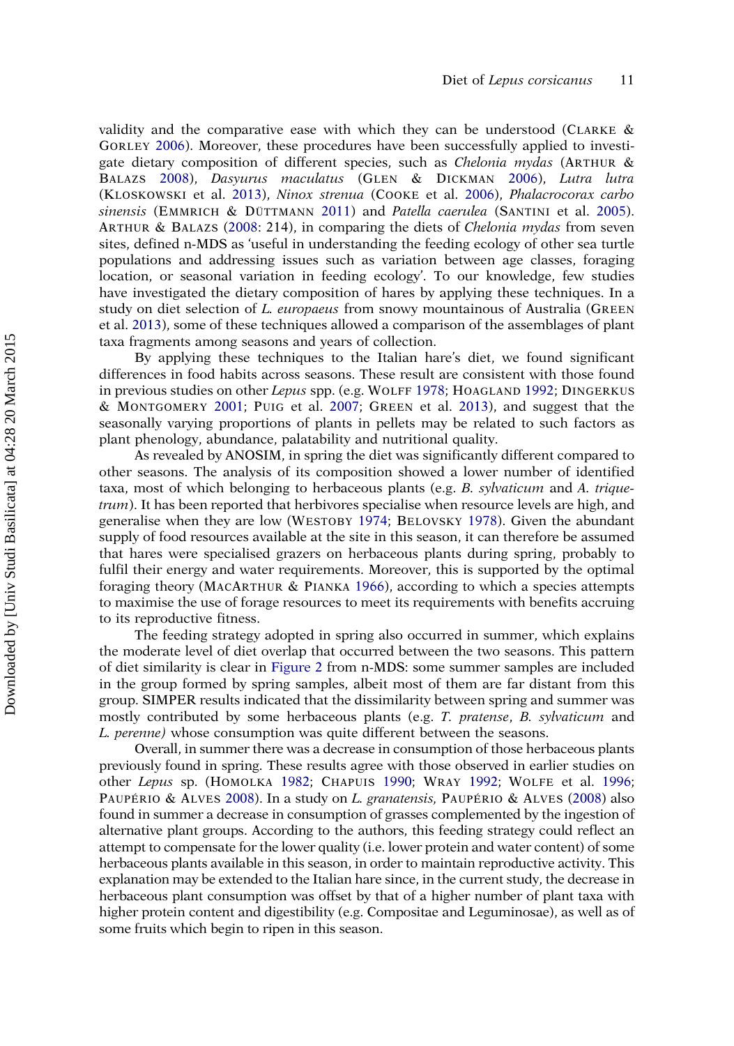validity and the comparative ease with which they can be understood (Clarke & Gorley 2006). Moreover, these procedures have been successfully applied to investigate dietary composition of different species, such as *Chelonia mydas* (Arthur & Balazs 2008), *Dasyurus maculatus* (Glen & Dickman 2006), *Lutra lutra* (Kloskowski et al. 2013), *Ninox strenua* (Cooke et al. 2006), *Phalacrocorax carbo sinensis* (Emmrich & Düttmann 2011) and *Patella caerulea* (Santini et al. 2005). Arthur & Balazs (2008: 214), in comparing the diets of *Chelonia mydas* from seven sites, defined n-MDS as 'useful in understanding the feeding ecology of other sea turtle populations and addressing issues such as variation between age classes, foraging location, or seasonal variation in feeding ecology'. To our knowledge, few studies have investigated the dietary composition of hares by applying these techniques. In a study on diet selection of *L. europaeus* from snowy mountainous of Australia (Green et al. 2013), some of these techniques allowed a comparison of the assemblages of plant taxa fragments among seasons and years of collection.

By applying these techniques to the Italian hare's diet, we found significant differences in food habits across seasons. These result are consistent with those found in previous studies on other *Lepus* spp. (e.g. Wolff 1978; Hoagland 1992; Dingerkus & Montgomery 2001; Puig et al. 2007; Green et al. 2013), and suggest that the seasonally varying proportions of plants in pellets may be related to such factors as plant phenology, abundance, palatability and nutritional quality.

As revealed by ANOSIM, in spring the diet was significantly different compared to other seasons. The analysis of its composition showed a lower number of identified taxa, most of which belonging to herbaceous plants (e.g. *B. sylvaticum* and *A. triquetrum*). It has been reported that herbivores specialise when resource levels are high, and generalise when they are low (Westoby 1974; Belovsky 1978). Given the abundant supply of food resources available at the site in this season, it can therefore be assumed that hares were specialised grazers on herbaceous plants during spring, probably to fulfil their energy and water requirements. Moreover, this is supported by the optimal foraging theory (MacArthur & Pianka 1966), according to which a species attempts to maximise the use of forage resources to meet its requirements with benefits accruing to its reproductive fitness.

The feeding strategy adopted in spring also occurred in summer, which explains the moderate level of diet overlap that occurred between the two seasons. This pattern of diet similarity is clear in Figure 2 from n-MDS: some summer samples are included in the group formed by spring samples, albeit most of them are far distant from this group. SIMPER results indicated that the dissimilarity between spring and summer was mostly contributed by some herbaceous plants (e.g. *T. pratense*, *B. sylvaticum* and *L. perenne)* whose consumption was quite different between the seasons.

Overall, in summer there was a decrease in consumption of those herbaceous plants previously found in spring. These results agree with those observed in earlier studies on other *Lepus* sp. (Homolka 1982; Chapuis 1990; Wray 1992; Wolfe et al. 1996; Paupério & Alves 2008). In a study on *L. granatensis,* Paupério & Alves (2008) also found in summer a decrease in consumption of grasses complemented by the ingestion of alternative plant groups. According to the authors, this feeding strategy could reflect an attempt to compensate for the lower quality (i.e. lower protein and water content) of some herbaceous plants available in this season, in order to maintain reproductive activity. This explanation may be extended to the Italian hare since, in the current study, the decrease in herbaceous plant consumption was offset by that of a higher number of plant taxa with higher protein content and digestibility (e.g. Compositae and Leguminosae), as well as of some fruits which begin to ripen in this season.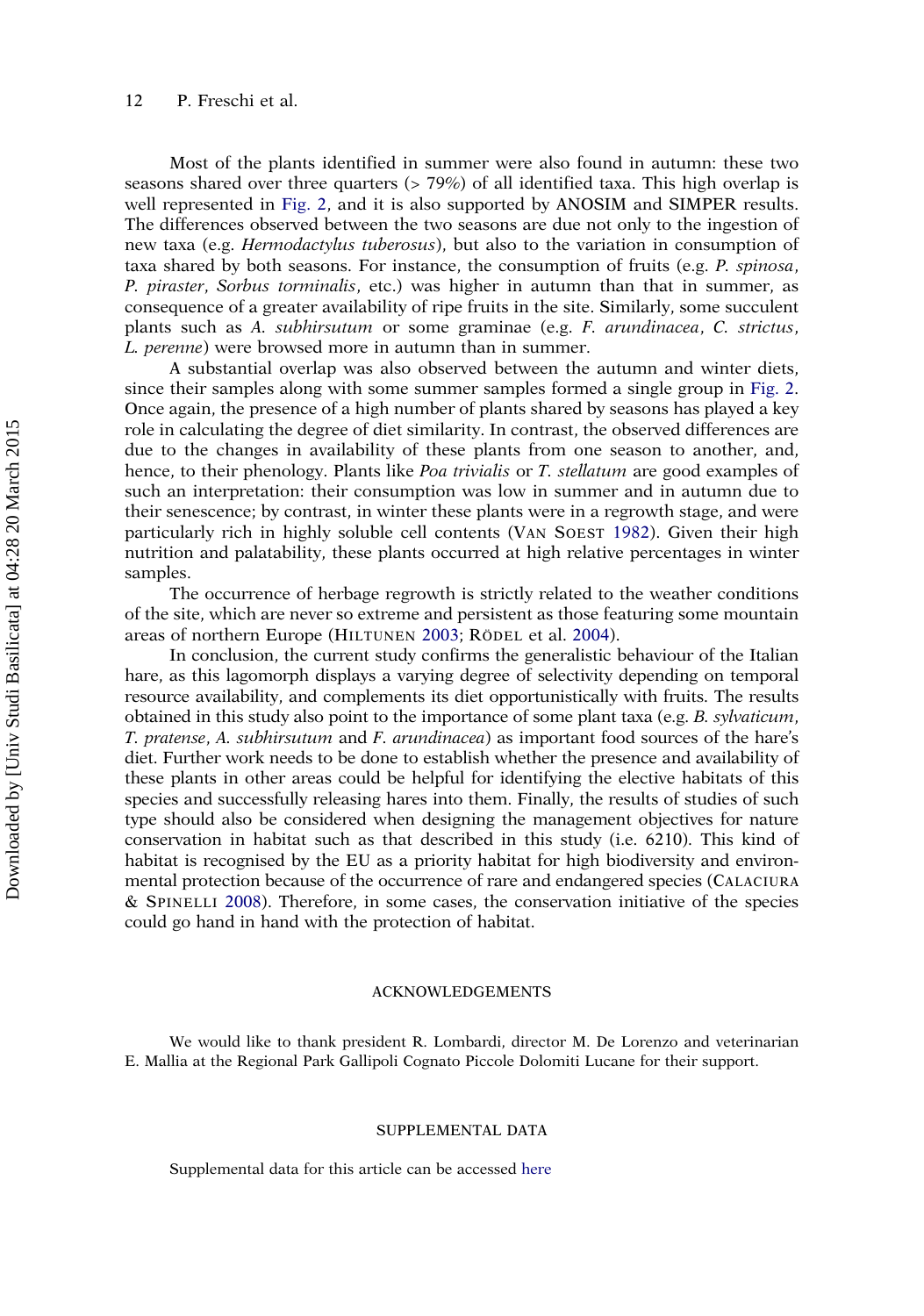Most of the plants identified in summer were also found in autumn: these two seasons shared over three quarters (> 79%) of all identified taxa. This high overlap is well represented in Fig. 2, and it is also supported by ANOSIM and SIMPER results. The differences observed between the two seasons are due not only to the ingestion of new taxa (e.g. *Hermodactylus tuberosus*), but also to the variation in consumption of taxa shared by both seasons. For instance, the consumption of fruits (e.g. *P. spinosa*, *P. piraster*, *Sorbus torminalis*, etc.) was higher in autumn than that in summer, as consequence of a greater availability of ripe fruits in the site. Similarly, some succulent plants such as *A. subhirsutum* or some graminae (e.g. *F. arundinacea*, *C. strictus*, *L. perenne*) were browsed more in autumn than in summer.

A substantial overlap was also observed between the autumn and winter diets, since their samples along with some summer samples formed a single group in Fig. 2. Once again, the presence of a high number of plants shared by seasons has played a key role in calculating the degree of diet similarity. In contrast, the observed differences are due to the changes in availability of these plants from one season to another, and, hence, to their phenology. Plants like *Poa trivialis* or *T. stellatum* are good examples of such an interpretation: their consumption was low in summer and in autumn due to their senescence; by contrast, in winter these plants were in a regrowth stage, and were particularly rich in highly soluble cell contents (Van Soest 1982). Given their high nutrition and palatability, these plants occurred at high relative percentages in winter samples.

The occurrence of herbage regrowth is strictly related to the weather conditions of the site, which are never so extreme and persistent as those featuring some mountain areas of northern Europe (Hiltunen 2003; Rödel et al. 2004).

In conclusion, the current study confirms the generalistic behaviour of the Italian hare, as this lagomorph displays a varying degree of selectivity depending on temporal resource availability, and complements its diet opportunistically with fruits. The results obtained in this study also point to the importance of some plant taxa (e.g. *B. sylvaticum*, *T. pratense*, *A. subhirsutum* and *F. arundinacea*) as important food sources of the hare's diet. Further work needs to be done to establish whether the presence and availability of these plants in other areas could be helpful for identifying the elective habitats of this species and successfully releasing hares into them. Finally, the results of studies of such type should also be considered when designing the management objectives for nature conservation in habitat such as that described in this study (i.e. 6210). This kind of habitat is recognised by the EU as a priority habitat for high biodiversity and environmental protection because of the occurrence of rare and endangered species (Calaciura & Spinelli 2008). Therefore, in some cases, the conservation initiative of the species could go hand in hand with the protection of habitat.

## ACKNOWLEDGEMENTS

We would like to thank president R. Lombardi, director M. De Lorenzo and veterinarian E. Mallia at the Regional Park Gallipoli Cognato Piccole Dolomiti Lucane for their support.

## SUPPLEMENTAL DATA

Supplemental data for this article can be accessed here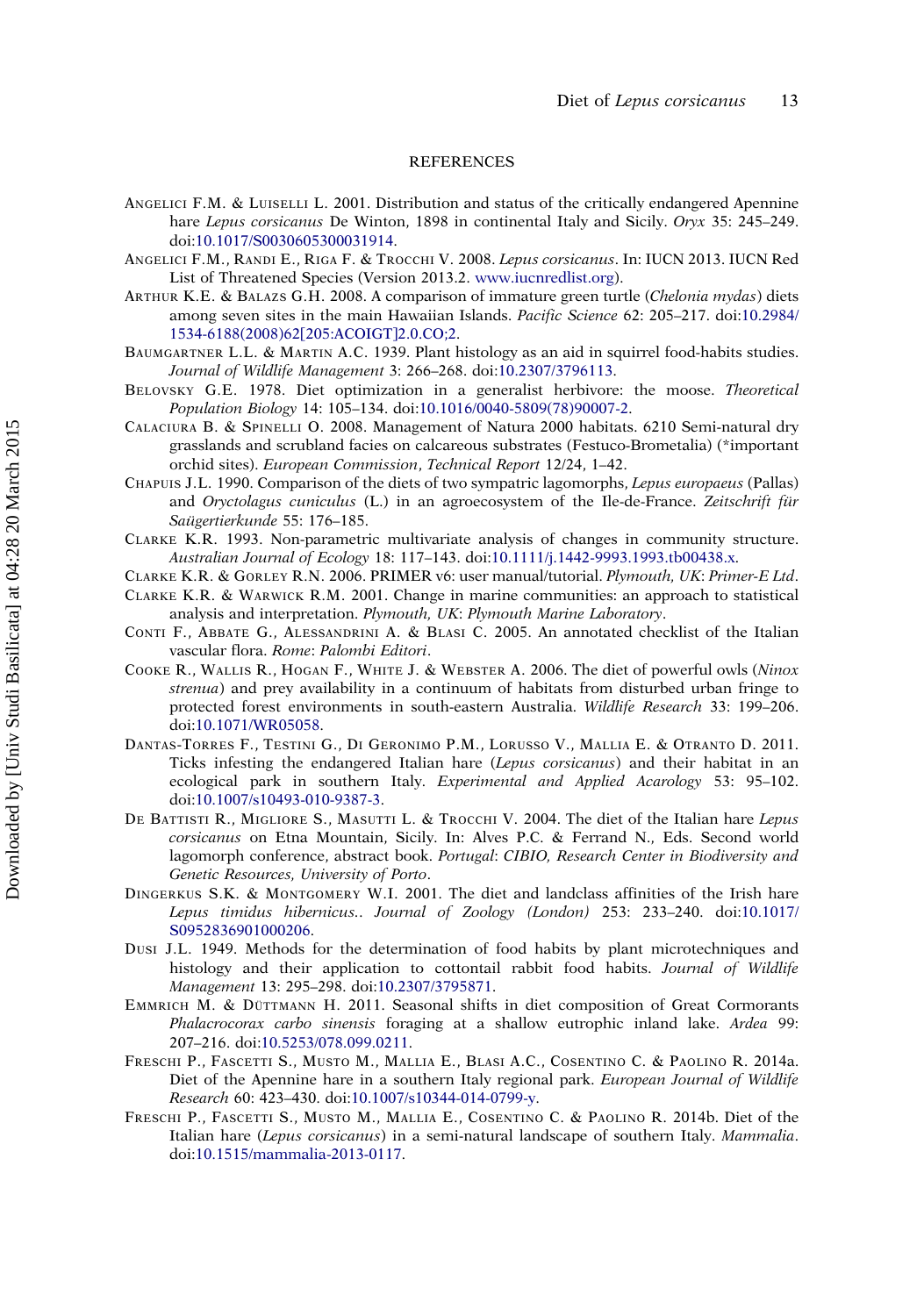## REFERENCES

Angelici F.M. & Luiselli L. 2001. Distribution and status of the critically endangered Apennine hare *Lepus corsicanus* De Winton, 1898 in continental Italy and Sicily. *Oryx* 35: 245–249. doi:10.1017/S0030605300031914.

Angelici F.M., Randi E., Riga F. & Trocchi V. 2008. *Lepus corsicanus*. In: IUCN 2013. IUCN Red List of Threatened Species (Version 2013.2. www.iucnredlist.org).

Arthur K.E. & Balazs G.H. 2008. A comparison of immature green turtle (*Chelonia mydas*) diets among seven sites in the main Hawaiian Islands. *Pacific Science* 62: 205–217. doi:10.2984/1534-6188(2008)62[205:ACOIGT]2.0.CO;2.

Baumgartner L.L. & Martin A.C. 1939. Plant histology as an aid in squirrel food-habits studies. *Journal of Wildlife Management* 3: 266–268. doi:10.2307/3796113.

Belovsky G.E. 1978. Diet optimization in a generalist herbivore: the moose. *Theoretical Population Biology* 14: 105–134. doi:10.1016/0040-5809(78)90007-2.

Calaciura B. & Spinelli O. 2008. Management of Natura 2000 habitats. 6210 Semi-natural dry grasslands and scrubland facies on calcareous substrates (Festuco-Brometalia) (*important orchid sites). *European Commission*, *Technical Report* 12/24, 1–42.

Chapuis J.L. 1990. Comparison of the diets of two sympatric lagomorphs, *Lepus europaeus* (Pallas) and *Oryctolagus cuniculus* (L.) in an agroecosystem of the Ile-de-France. *Zeitschrift für Saügertierkunde* 55: 176–185.

Clarke K.R. 1993. Non-parametric multivariate analysis of changes in community structure. *Australian Journal of Ecology* 18: 117–143. doi:10.1111/j.1442-9993.1993.tb00438.x.

Clarke K.R. & Gorley R.N. 2006. PRIMER v6: user manual/tutorial. *Plymouth, UK*: *Primer-E Ltd*.

Clarke K.R. & Warwick R.M. 2001. Change in marine communities: an approach to statistical analysis and interpretation. *Plymouth, UK*: *Plymouth Marine Laboratory*.

Conti F., Abbate G., Alessandrini A. & Blasi C. 2005. An annotated checklist of the Italian vascular flora. *Rome*: *Palombi Editori*.

Cooke R., Wallis R., Hogan F., White J. & Webster A. 2006. The diet of powerful owls (*Ninox strenua*) and prey availability in a continuum of habitats from disturbed urban fringe to protected forest environments in south-eastern Australia. *Wildlife Research* 33: 199–206. doi:10.1071/WR05058.

Dantas-Torres F., Testini G., Di Geronimo P.M., Lorusso V., Mallia E. & Otranto D. 2011. Ticks infesting the endangered Italian hare (*Lepus corsicanus*) and their habitat in an ecological park in southern Italy. *Experimental and Applied Acarology* 53: 95–102. doi:10.1007/s10493-010-9387-3.

De Battisti R., Migliore S., Masutti L. & Trocchi V. 2004. The diet of the Italian hare *Lepus corsicanus* on Etna Mountain, Sicily. In: Alves P.C. & Ferrand N., Eds. Second world lagomorph conference, abstract book. *Portugal*: *CIBIO, Research Center in Biodiversity and Genetic Resources, University of Porto*.

Dingerkus S.K. & Montgomery W.I. 2001. The diet and landclass affinities of the Irish hare *Lepus timidus hibernicus*.. *Journal of Zoology (London)* 253: 233–240. doi:10.1017/S0952836901000206.

Dusi J.L. 1949. Methods for the determination of food habits by plant microtechniques and histology and their application to cottontail rabbit food habits. *Journal of Wildlife Management* 13: 295–298. doi:10.2307/3795871.

Emmrich M. & Düttmann H. 2011. Seasonal shifts in diet composition of Great Cormorants *Phalacrocorax carbo sinensis* foraging at a shallow eutrophic inland lake. *Ardea* 99: 207–216. doi:10.5253/078.099.0211.

Freschi P., Fascetti S., Musto M., Mallia E., Blasi A.C., Cosentino C. & Paolino R. 2014a. Diet of the Apennine hare in a southern Italy regional park. *European Journal of Wildlife Research* 60: 423–430. doi:10.1007/s10344-014-0799-y.

Freschi P., Fascetti S., Musto M., Mallia E., Cosentino C. & Paolino R. 2014b. Diet of the Italian hare (*Lepus corsicanus*) in a semi-natural landscape of southern Italy. *Mammalia*. doi:10.1515/mammalia-2013-0117.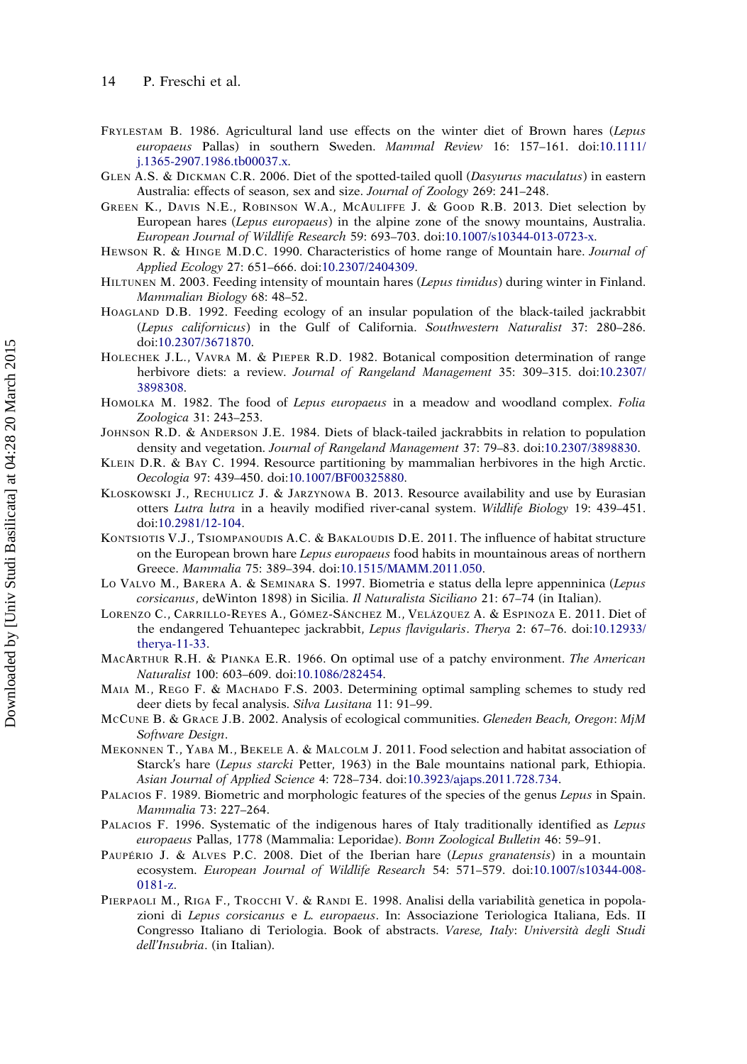Frylestam B. 1986. Agricultural land use effects on the winter diet of Brown hares (*Lepus europaeus* Pallas) in southern Sweden. *Mammal Review* 16: 157–161. doi:10.1111/j.1365-2907.1986.tb00037.x.

Glen A.S. & Dickman C.R. 2006. Diet of the spotted-tailed quoll (*Dasyurus maculatus*) in eastern Australia: effects of season, sex and size. *Journal of Zoology* 269: 241–248.

Green K., Davis N.E., Robinson W.A., McAuliffe J. & Good R.B. 2013. Diet selection by European hares (*Lepus europaeus*) in the alpine zone of the snowy mountains, Australia. *European Journal of Wildlife Research* 59: 693–703. doi:10.1007/s10344-013-0723-x.

Hewson R. & Hinge M.D.C. 1990. Characteristics of home range of Mountain hare. *Journal of Applied Ecology* 27: 651–666. doi:10.2307/2404309.

Hiltunen M. 2003. Feeding intensity of mountain hares (*Lepus timidus*) during winter in Finland. *Mammalian Biology* 68: 48–52.

Hoagland D.B. 1992. Feeding ecology of an insular population of the black-tailed jackrabbit (*Lepus californicus*) in the Gulf of California. *Southwestern Naturalist* 37: 280–286. doi:10.2307/3671870.

Holechek J.L., Vavra M. & Pieper R.D. 1982. Botanical composition determination of range herbivore diets: a review. *Journal of Rangeland Management* 35: 309–315. doi:10.2307/3898308.

Homolka M. 1982. The food of *Lepus europaeus* in a meadow and woodland complex. *Folia Zoologica* 31: 243–253.

Johnson R.D. & Anderson J.E. 1984. Diets of black-tailed jackrabbits in relation to population density and vegetation. *Journal of Rangeland Management* 37: 79–83. doi:10.2307/3898830.

Klein D.R. & Bay C. 1994. Resource partitioning by mammalian herbivores in the high Arctic. *Oecologia* 97: 439–450. doi:10.1007/BF00325880.

Kloskowski J., Rechulicz J. & Jarzynowa B. 2013. Resource availability and use by Eurasian otters *Lutra lutra* in a heavily modified river-canal system. *Wildlife Biology* 19: 439–451. doi:10.2981/12-104.

Kontsiotis V.J., Tsiompanoudis A.C. & Bakaloudis D.E. 2011. The influence of habitat structure on the European brown hare *Lepus europaeus* food habits in mountainous areas of northern Greece. *Mammalia* 75: 389–394. doi:10.1515/MAMM.2011.050.

Lo Valvo M., Barera A. & Seminara S. 1997. Biometria e status della lepre appenninica (*Lepus corsicanus*, deWinton 1898) in Sicilia. *Il Naturalista Siciliano* 21: 67–74 (in Italian).

Lorenzo C., Carrillo-Reyes A., Gómez-Sánchez M., Velázquez A. & Espinoza E. 2011. Diet of the endangered Tehuantepec jackrabbit, *Lepus flavigularis*. *Therya* 2: 67–76. doi:10.12933/therya-11-33.

MacArthur R.H. & Pianka E.R. 1966. On optimal use of a patchy environment. *The American Naturalist* 100: 603–609. doi:10.1086/282454.

Maia M., Rego F. & Machado F.S. 2003. Determining optimal sampling schemes to study red deer diets by fecal analysis. *Silva Lusitana* 11: 91–99.

McCune B. & Grace J.B. 2002. Analysis of ecological communities. *Gleneden Beach, Oregon*: *MjM Software Design*.

Mekonnen T., Yaba M., Bekele A. & Malcolm J. 2011. Food selection and habitat association of Starck's hare (*Lepus starcki* Petter, 1963) in the Bale mountains national park, Ethiopia. *Asian Journal of Applied Science* 4: 728–734. doi:10.3923/ajaps.2011.728.734.

Palacios F. 1989. Biometric and morphologic features of the species of the genus *Lepus* in Spain. *Mammalia* 73: 227–264.

Palacios F. 1996. Systematic of the indigenous hares of Italy traditionally identified as *Lepus europaeus* Pallas, 1778 (Mammalia: Leporidae). *Bonn Zoological Bulletin* 46: 59–91.

Paupério J. & Alves P.C. 2008. Diet of the Iberian hare (*Lepus granatensis*) in a mountain ecosystem. *European Journal of Wildlife Research* 54: 571–579. doi:10.1007/s10344-008-0181-z.

Pierpaoli M., Riga F., Trocchi V. & Randi E. 1998. Analisi della variabilità genetica in popolazioni di *Lepus corsicanus* e *L. europaeus*. In: Associazione Teriologica Italiana, Eds. II Congresso Italiano di Teriologia. Book of abstracts. *Varese, Italy*: *Università degli Studi dell'Insubria*. (in Italian).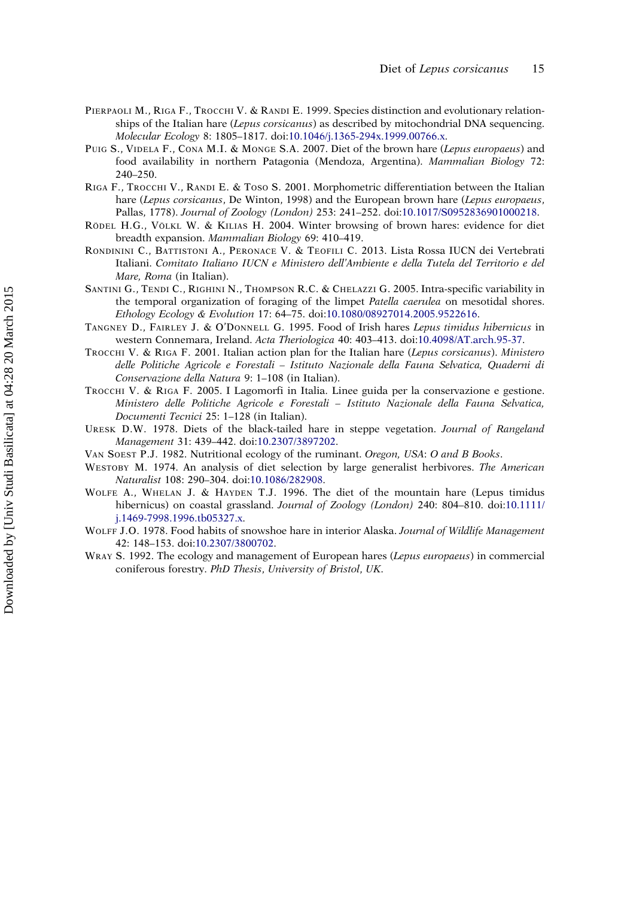Pierpaoli M., Riga F., Trocchi V. & Randi E. 1999. Species distinction and evolutionary relationships of the Italian hare (*Lepus corsicanus*) as described by mitochondrial DNA sequencing. *Molecular Ecology* 8: 1805–1817. doi:10.1046/j.1365-294x.1999.00766.x.

Puig S., Videla F., Cona M.I. & Monge S.A. 2007. Diet of the brown hare (*Lepus europaeus*) and food availability in northern Patagonia (Mendoza, Argentina). *Mammalian Biology* 72: 240–250.

Riga F., Trocchi V., Randi E. & Toso S. 2001. Morphometric differentiation between the Italian hare (*Lepus corsicanus*, De Winton, 1998) and the European brown hare (*Lepus europaeus*, Pallas, 1778). *Journal of Zoology (London)* 253: 241–252. doi:10.1017/S0952836901000218.

Rödel H.G., Völkl W. & Kilias H. 2004. Winter browsing of brown hares: evidence for diet breadth expansion. *Mammalian Biology* 69: 410–419.

Rondinini C., Battistoni A., Peronace V. & Teofili C. 2013. Lista Rossa IUCN dei Vertebrati Italiani. *Comitato Italiano IUCN e Ministero dell'Ambiente e della Tutela del Territorio e del Mare, Roma* (in Italian).

Santini G., Tendi C., Righini N., Thompson R.C. & Chelazzi G. 2005. Intra-specific variability in the temporal organization of foraging of the limpet *Patella caerulea* on mesotidal shores. *Ethology Ecology & Evolution* 17: 64–75. doi:10.1080/08927014.2005.9522616.

Tangney D., Fairley J. & O'Donnell G. 1995. Food of Irish hares *Lepus timidus hibernicus* in western Connemara, Ireland. *Acta Theriologica* 40: 403–413. doi:10.4098/AT.arch.95-37.

Trocchi V. & Riga F. 2001. Italian action plan for the Italian hare (*Lepus corsicanus*). *Ministero delle Politiche Agricole e Forestali – Istituto Nazionale della Fauna Selvatica, Quaderni di Conservazione della Natura* 9: 1–108 (in Italian).

Trocchi V. & Riga F. 2005. I Lagomorfi in Italia. Linee guida per la conservazione e gestione. *Ministero delle Politiche Agricole e Forestali – Istituto Nazionale della Fauna Selvatica, Documenti Tecnici* 25: 1–128 (in Italian).

Uresk D.W. 1978. Diets of the black-tailed hare in steppe vegetation. *Journal of Rangeland Management* 31: 439–442. doi:10.2307/3897202.

Van Soest P.J. 1982. Nutritional ecology of the ruminant. *Oregon, USA*: *O and B Books*.

Westoby M. 1974. An analysis of diet selection by large generalist herbivores. *The American Naturalist* 108: 290–304. doi:10.1086/282908.

Wolfe A., Whelan J. & Hayden T.J. 1996. The diet of the mountain hare (Lepus timidus hibernicus) on coastal grassland. *Journal of Zoology (London)* 240: 804–810. doi:10.1111/j.1469-7998.1996.tb05327.x.

Wolff J.O. 1978. Food habits of snowshoe hare in interior Alaska. *Journal of Wildlife Management* 42: 148–153. doi:10.2307/3800702.

Wray S. 1992. The ecology and management of European hares (*Lepus europaeus*) in commercial coniferous forestry. *PhD Thesis*, *University of Bristol*, *UK*.